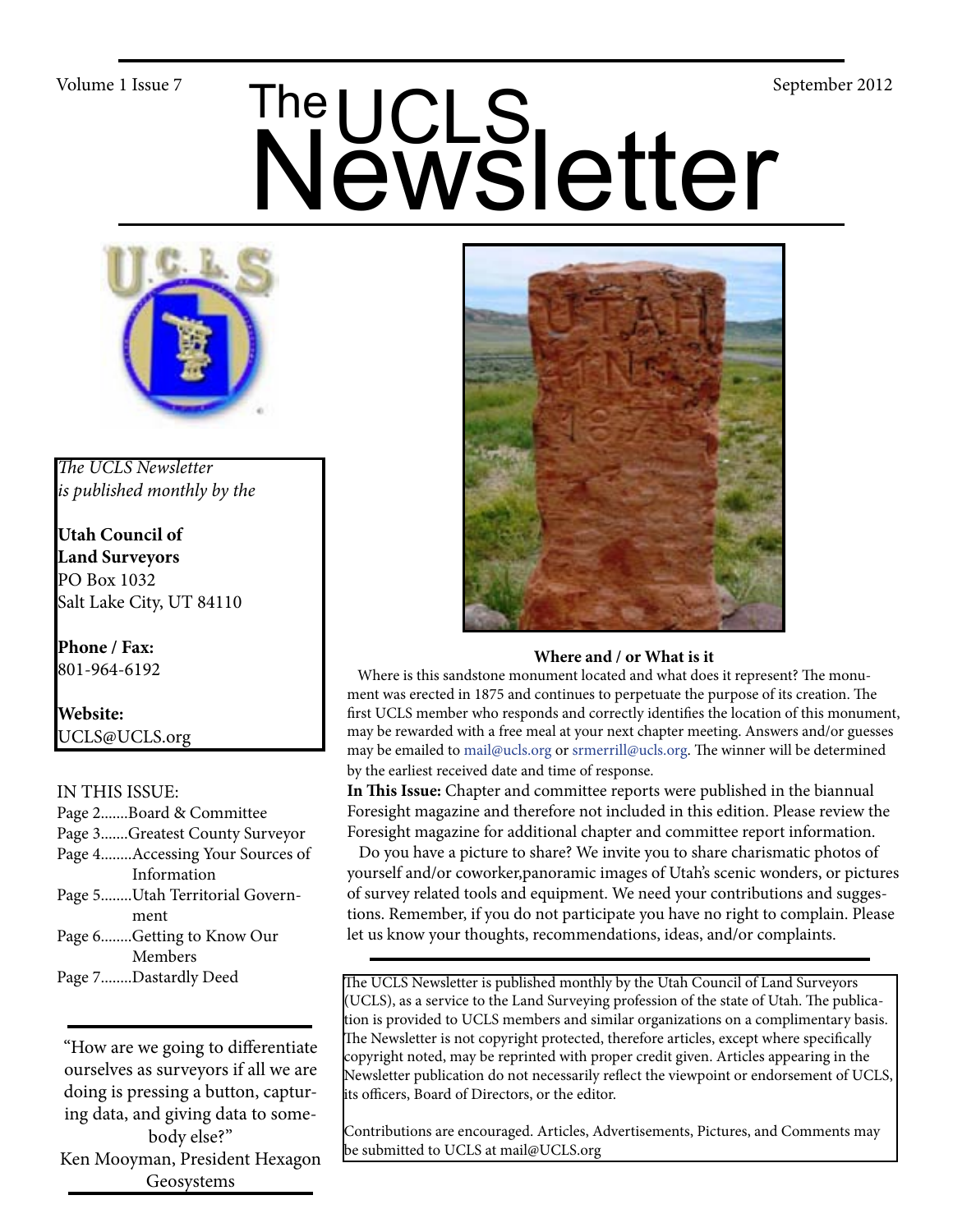Volume 1 Issue 7 September 2012

# The UCLS Newsletter

*The UCLS Newsletter is published monthly by the*

**Utah Council of Land Surveyors**
PO Box 1032
Salt Lake City, UT 84110

**Phone / Fax:**
801-964-6192

**Website:**
UCLS@UCLS.org

IN THIS ISSUE:

- Page 2.......Board & Committee
- Page 3.......Greatest County Surveyor
- Page 4........Accessing Your Sources of Information
- Page 5........Utah Territorial Government
- Page 6........Getting to Know Our Members
- Page 7........Dastardly Deed

"How are we going to differentiate ourselves as surveyors if all we are doing is pressing a button, capturing data, and giving data to somebody else?"
Ken Mooyman, President Hexagon Geosystems

**Where and / or What is it**

Where is this sandstone monument located and what does it represent? The monument was erected in 1875 and continues to perpetuate the purpose of its creation. The first UCLS member who responds and correctly identifies the location of this monument, may be rewarded with a free meal at your next chapter meeting. Answers and/or guesses may be emailed to mail@ucls.org or srmerrill@ucls.org. The winner will be determined by the earliest received date and time of response.

**In This Issue:** Chapter and committee reports were published in the biannual Foresight magazine and therefore not included in this edition. Please review the Foresight magazine for additional chapter and committee report information.

Do you have a picture to share? We invite you to share charismatic photos of yourself and/or coworker,panoramic images of Utah's scenic wonders, or pictures of survey related tools and equipment. We need your contributions and suggestions. Remember, if you do not participate you have no right to complain. Please let us know your thoughts, recommendations, ideas, and/or complaints.

The UCLS Newsletter is published monthly by the Utah Council of Land Surveyors (UCLS), as a service to the Land Surveying profession of the state of Utah. The publication is provided to UCLS members and similar organizations on a complimentary basis. The Newsletter is not copyright protected, therefore articles, except where specifically copyright noted, may be reprinted with proper credit given. Articles appearing in the Newsletter publication do not necessarily reflect the viewpoint or endorsement of UCLS, its officers, Board of Directors, or the editor.

Contributions are encouraged. Articles, Advertisements, Pictures, and Comments may be submitted to UCLS at mail@UCLS.org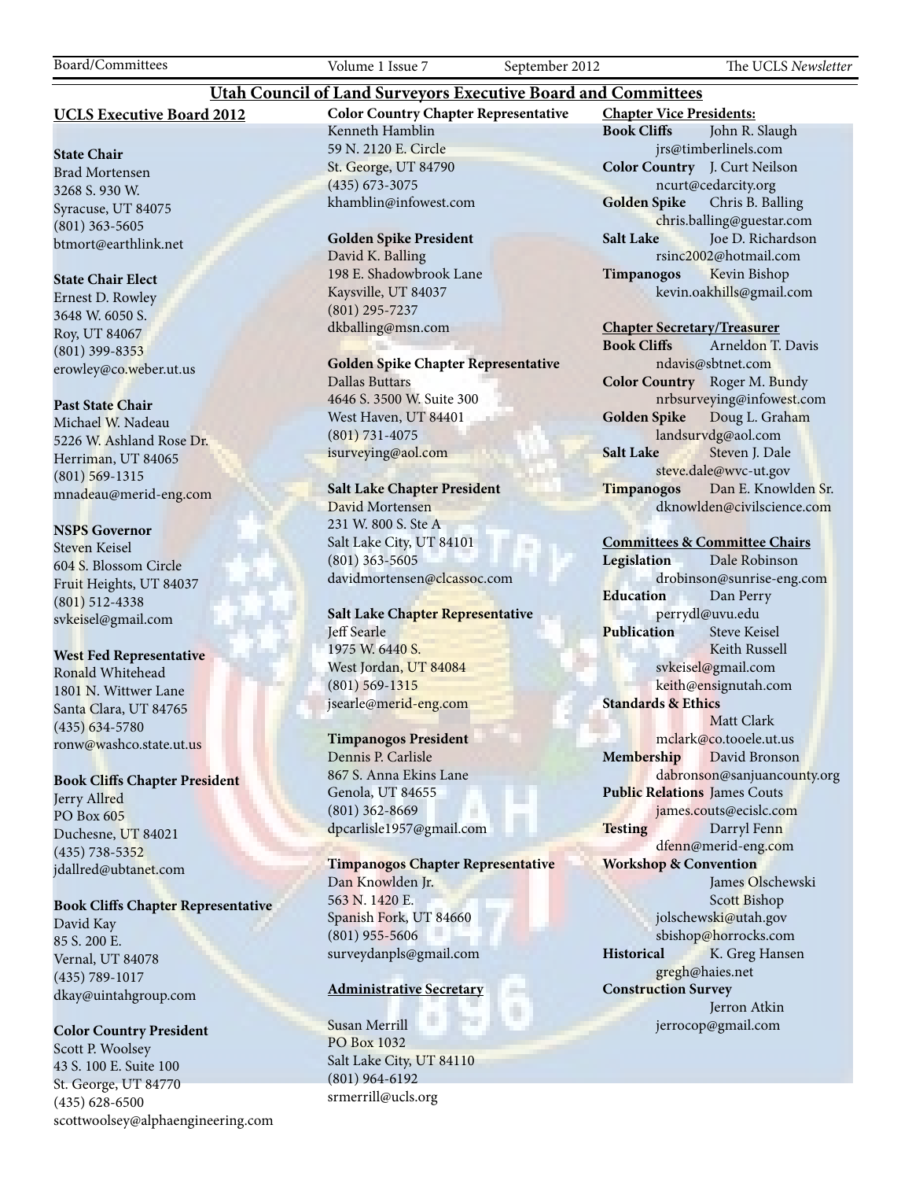# Utah Council of Land Surveyors Executive Board and Committees

## UCLS Executive Board 2012

**State Chair**
Brad Mortensen
3268 S. 930 W.
Syracuse, UT 84075
(801) 363-5605
btmort@earthlink.net

**State Chair Elect**
Ernest D. Rowley
3648 W. 6050 S.
Roy, UT 84067
(801) 399-8353
erowley@co.weber.ut.us

**Past State Chair**
Michael W. Nadeau
5226 W. Ashland Rose Dr.
Herriman, UT 84065
(801) 569-1315
mnadeau@merid-eng.com

**NSPS Governor**
Steven Keisel
604 S. Blossom Circle
Fruit Heights, UT 84037
(801) 512-4338
svkeisel@gmail.com

**West Fed Representative**
Ronald Whitehead
1801 N. Wittwer Lane
Santa Clara, UT 84765
(435) 634-5780
ronw@washco.state.ut.us

**Book Cliffs Chapter President**
Jerry Allred
PO Box 605
Duchesne, UT 84021
(435) 738-5352
jdallred@ubtanet.com

**Book Cliffs Chapter Representative**
David Kay
85 S. 200 E.
Vernal, UT 84078
(435) 789-1017
dkay@uintahgroup.com

**Color Country President**
Scott P. Woolsey
43 S. 100 E. Suite 100
St. George, UT 84770
(435) 628-6500
scottwoolsey@alphaengineering.com

**Color Country Chapter Representative**
Kenneth Hamblin
59 N. 2120 E. Circle
St. George, UT 84790
(435) 673-3075
khamblin@infowest.com

**Golden Spike President**
David K. Balling
198 E. Shadowbrook Lane
Kaysville, UT 84037
(801) 295-7237
dkballing@msn.com

**Golden Spike Chapter Representative**
Dallas Buttars
4646 S. 3500 W. Suite 300
West Haven, UT 84401
(801) 731-4075
isurveying@aol.com

**Salt Lake Chapter President**
David Mortensen
231 W. 800 S. Ste A
Salt Lake City, UT 84101
(801) 363-5605
davidmortensen@clcassoc.com

**Salt Lake Chapter Representative**
Jeff Searle
1975 W. 6440 S.
West Jordan, UT 84084
(801) 569-1315
jsearle@merid-eng.com

**Timpanogos President**
Dennis P. Carlisle
867 S. Anna Ekins Lane
Genola, UT 84655
(801) 362-8669
dpcarlisle1957@gmail.com

**Timpanogos Chapter Representative**
Dan Knowlden Jr.
563 N. 1420 E.
Spanish Fork, UT 84660
(801) 955-5606
surveydanpls@gmail.com

**Administrative Secretary**

Susan Merrill
PO Box 1032
Salt Lake City, UT 84110
(801) 964-6192
srmerrill@ucls.org

**Chapter Vice Presidents:**

**Book Cliffs** John R. Slaugh
jrs@timberlinels.com
**Color Country** J. Curt Neilson
ncurt@cedarcity.org
**Golden Spike** Chris B. Balling
chris.balling@guestar.com
**Salt Lake** Joe D. Richardson
rsinc2002@hotmail.com
**Timpanogos** Kevin Bishop
kevin.oakhills@gmail.com

**Chapter Secretary/Treasurer**

**Book Cliffs** Arneldon T. Davis
ndavis@sbtnet.com
**Color Country** Roger M. Bundy
nrbsurveying@infowest.com
**Golden Spike** Doug L. Graham
landsurvdg@aol.com
**Salt Lake** Steven J. Dale
steve.dale@wvc-ut.gov
**Timpanogos** Dan E. Knowlden Sr.
dknowlden@civilscience.com

**Committees & Committee Chairs**

**Legislation** Dale Robinson
drobinson@sunrise-eng.com
**Education** Dan Perry
perrydl@uvu.edu
**Publication** Steve Keisel
Keith Russell
svkeisel@gmail.com
keith@ensignutah.com
**Standards & Ethics**
Matt Clark
mclark@co.tooele.ut.us
**Membership** David Bronson
dabronson@sanjuancounty.org
**Public Relations** James Couts
james.couts@ecislc.com
**Testing** Darryl Fenn
dfenn@merid-eng.com
**Workshop & Convention**
James Olschewski
Scott Bishop
jolschewski@utah.gov
sbishop@horrocks.com
**Historical** K. Greg Hansen
gregh@haies.net
**Construction Survey**
Jerron Atkin
jerrocop@gmail.com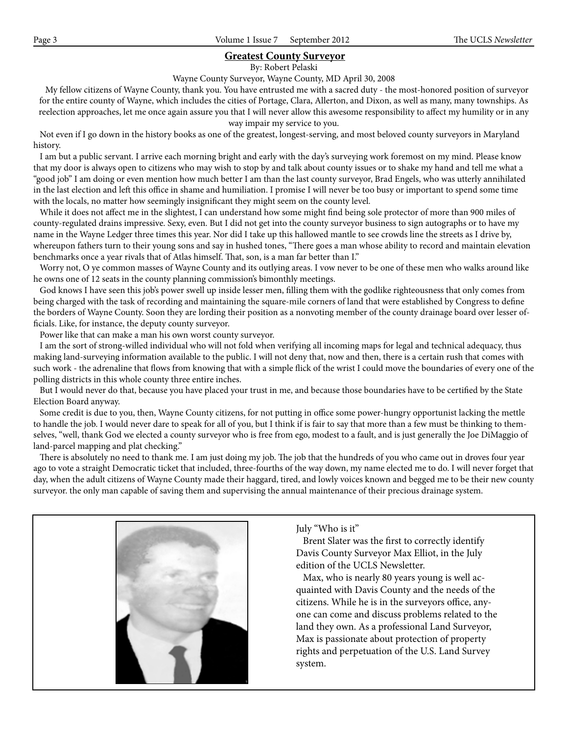## Greatest County Surveyor

By: Robert Pelaski

Wayne County Surveyor, Wayne County, MD April 30, 2008

My fellow citizens of Wayne County, thank you. You have entrusted me with a sacred duty - the most-honored position of surveyor for the entire county of Wayne, which includes the cities of Portage, Clara, Allerton, and Dixon, as well as many, many townships. As reelection approaches, let me once again assure you that I will never allow this awesome responsibility to affect my humility or in any way impair my service to you.

Not even if I go down in the history books as one of the greatest, longest-serving, and most beloved county surveyors in Maryland history.

I am but a public servant. I arrive each morning bright and early with the day's surveying work foremost on my mind. Please know that my door is always open to citizens who may wish to stop by and talk about county issues or to shake my hand and tell me what a "good job" I am doing or even mention how much better I am than the last county surveyor, Brad Engels, who was utterly annihilated in the last election and left this office in shame and humiliation. I promise I will never be too busy or important to spend some time with the locals, no matter how seemingly insignificant they might seem on the county level.

While it does not affect me in the slightest, I can understand how some might find being sole protector of more than 900 miles of county-regulated drains impressive. Sexy, even. But I did not get into the county surveyor business to sign autographs or to have my name in the Wayne Ledger three times this year. Nor did I take up this hallowed mantle to see crowds line the streets as I drive by, whereupon fathers turn to their young sons and say in hushed tones, "There goes a man whose ability to record and maintain elevation benchmarks once a year rivals that of Atlas himself. That, son, is a man far better than I."

Worry not, O ye common masses of Wayne County and its outlying areas. I vow never to be one of these men who walks around like he owns one of 12 seats in the county planning commission's bimonthly meetings.

God knows I have seen this job's power swell up inside lesser men, filling them with the godlike righteousness that only comes from being charged with the task of recording and maintaining the square-mile corners of land that were established by Congress to define the borders of Wayne County. Soon they are lording their position as a nonvoting member of the county drainage board over lesser officials. Like, for instance, the deputy county surveyor.

Power like that can make a man his own worst county surveyor.

I am the sort of strong-willed individual who will not fold when verifying all incoming maps for legal and technical adequacy, thus making land-surveying information available to the public. I will not deny that, now and then, there is a certain rush that comes with such work - the adrenaline that flows from knowing that with a simple flick of the wrist I could move the boundaries of every one of the polling districts in this whole county three entire inches.

But I would never do that, because you have placed your trust in me, and because those boundaries have to be certified by the State Election Board anyway.

Some credit is due to you, then, Wayne County citizens, for not putting in office some power-hungry opportunist lacking the mettle to handle the job. I would never dare to speak for all of you, but I think if is fair to say that more than a few must be thinking to themselves, "well, thank God we elected a county surveyor who is free from ego, modest to a fault, and is just generally the Joe DiMaggio of land-parcel mapping and plat checking."

There is absolutely no need to thank me. I am just doing my job. The job that the hundreds of you who came out in droves four year ago to vote a straight Democratic ticket that included, three-fourths of the way down, my name elected me to do. I will never forget that day, when the adult citizens of Wayne County made their haggard, tired, and lowly voices known and begged me to be their new county surveyor. the only man capable of saving them and supervising the annual maintenance of their precious drainage system.

July "Who is it"

Brent Slater was the first to correctly identify Davis County Surveyor Max Elliot, in the July edition of the UCLS Newsletter.

Max, who is nearly 80 years young is well acquainted with Davis County and the needs of the citizens. While he is in the surveyors office, anyone can come and discuss problems related to the land they own. As a professional Land Surveyor, Max is passionate about protection of property rights and perpetuation of the U.S. Land Survey system.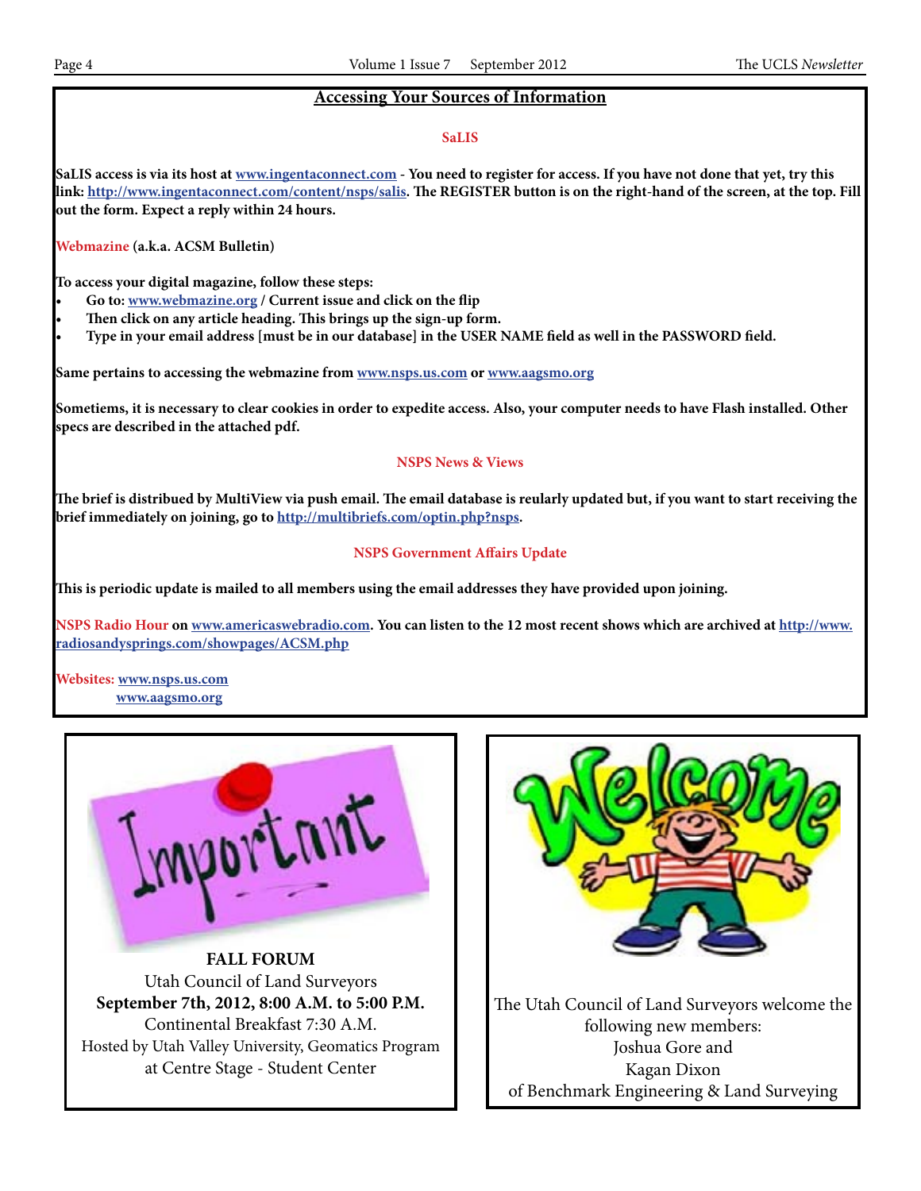## Accessing Your Sources of Information

### SaLIS

**SaLIS access is via its host at [www.ingentaconnect.com](http://www.ingentaconnect.com) - You need to register for access. If you have not done that yet, try this link: [http://www.ingentaconnect.com/content/nsps/salis](http://www.ingentaconnect.com/content/nsps/salis). The REGISTER button is on the right-hand of the screen, at the top. Fill out the form. Expect a reply within 24 hours.**

**Webmazine (a.k.a. ACSM Bulletin)**

**To access your digital magazine, follow these steps:**

- **Go to: [www.webmazine.org](http://www.webmazine.org) / Current issue and click on the flip**
- **Then click on any article heading. This brings up the sign-up form.**
- **Type in your email address [must be in our database] in the USER NAME field as well in the PASSWORD field.**

**Same pertains to accessing the webmazine from [www.nsps.us.com](http://www.nsps.us.com) or [www.aagsmo.org](http://www.aagsmo.org)**

**Sometiems, it is necessary to clear cookies in order to expedite access. Also, your computer needs to have Flash installed. Other specs are described in the attached pdf.**

### NSPS News & Views

**The brief is distribued by MultiView via push email. The email database is reularly updated but, if you want to start receiving the brief immediately on joining, go to [http://multibriefs.com/optin.php?nsps](http://multibriefs.com/optin.php?nsps).**

### NSPS Government Affairs Update

**This is periodic update is mailed to all members using the email addresses they have provided upon joining.**

**NSPS Radio Hour on [www.americaswebradio.com](http://www.americaswebradio.com). You can listen to the 12 most recent shows which are archived at [http://www.radiosandysprings.com/showpages/ACSM.php](http://www.radiosandysprings.com/showpages/ACSM.php)**

**Websites: [www.nsps.us.com](http://www.nsps.us.com)**
**[www.aagsmo.org](http://www.aagsmo.org)**

---

**FALL FORUM**
Utah Council of Land Surveyors
**September 7th, 2012, 8:00 A.M. to 5:00 P.M.**
Continental Breakfast 7:30 A.M.
Hosted by Utah Valley University, Geomatics Program
at Centre Stage - Student Center

---

The Utah Council of Land Surveyors welcome the following new members:
Joshua Gore and
Kagan Dixon
of Benchmark Engineering & Land Surveying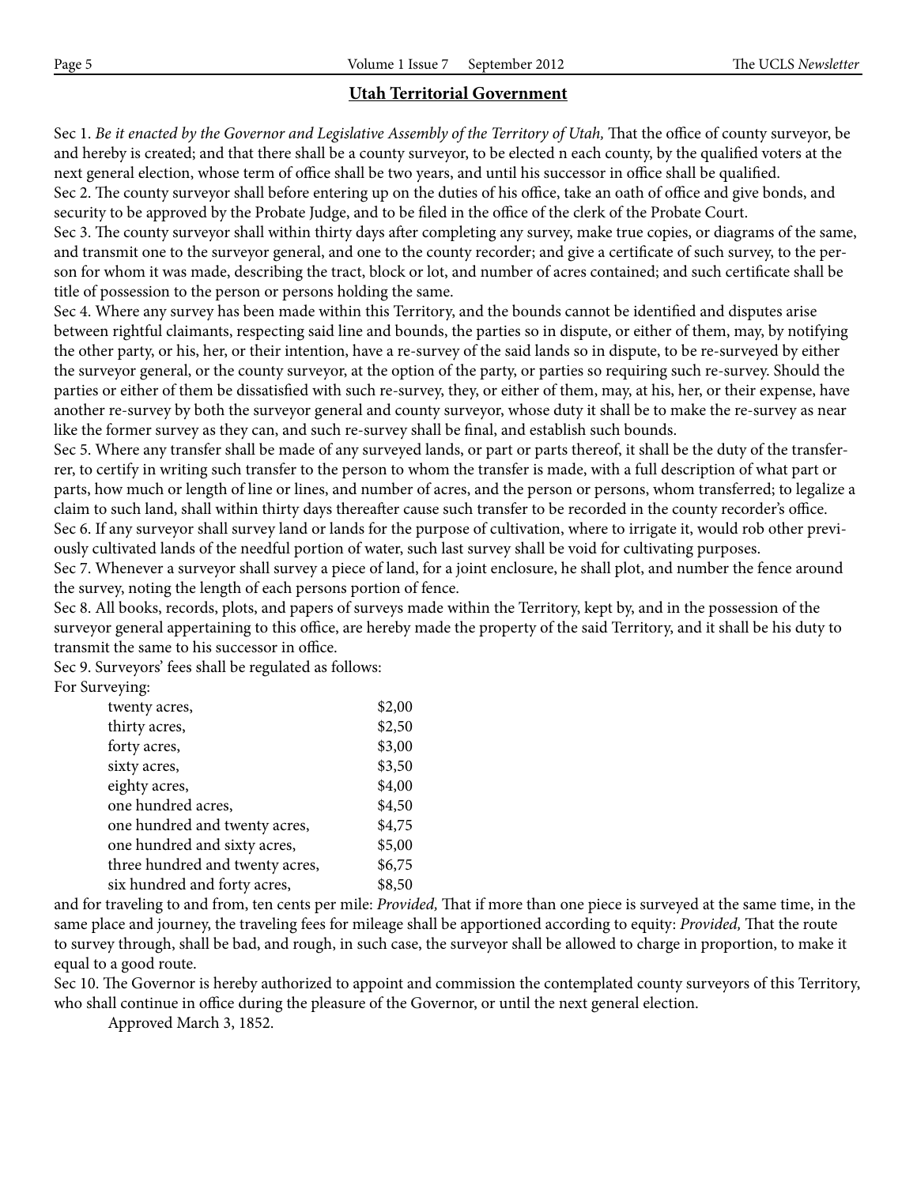## Utah Territorial Government

Sec 1. *Be it enacted by the Governor and Legislative Assembly of the Territory of Utah,* That the office of county surveyor, be and hereby is created; and that there shall be a county surveyor, to be elected n each county, by the qualified voters at the next general election, whose term of office shall be two years, and until his successor in office shall be qualified.

Sec 2. The county surveyor shall before entering up on the duties of his office, take an oath of office and give bonds, and security to be approved by the Probate Judge, and to be filed in the office of the clerk of the Probate Court.

Sec 3. The county surveyor shall within thirty days after completing any survey, make true copies, or diagrams of the same, and transmit one to the surveyor general, and one to the county recorder; and give a certificate of such survey, to the person for whom it was made, describing the tract, block or lot, and number of acres contained; and such certificate shall be title of possession to the person or persons holding the same.

Sec 4. Where any survey has been made within this Territory, and the bounds cannot be identified and disputes arise between rightful claimants, respecting said line and bounds, the parties so in dispute, or either of them, may, by notifying the other party, or his, her, or their intention, have a re-survey of the said lands so in dispute, to be re-surveyed by either the surveyor general, or the county surveyor, at the option of the party, or parties so requiring such re-survey. Should the parties or either of them be dissatisfied with such re-survey, they, or either of them, may, at his, her, or their expense, have another re-survey by both the surveyor general and county surveyor, whose duty it shall be to make the re-survey as near like the former survey as they can, and such re-survey shall be final, and establish such bounds.

Sec 5. Where any transfer shall be made of any surveyed lands, or part or parts thereof, it shall be the duty of the transferrer, to certify in writing such transfer to the person to whom the transfer is made, with a full description of what part or parts, how much or length of line or lines, and number of acres, and the person or persons, whom transferred; to legalize a claim to such land, shall within thirty days thereafter cause such transfer to be recorded in the county recorder's office.

Sec 6. If any surveyor shall survey land or lands for the purpose of cultivation, where to irrigate it, would rob other previously cultivated lands of the needful portion of water, such last survey shall be void for cultivating purposes.

Sec 7. Whenever a surveyor shall survey a piece of land, for a joint enclosure, he shall plot, and number the fence around the survey, noting the length of each persons portion of fence.

Sec 8. All books, records, plots, and papers of surveys made within the Territory, kept by, and in the possession of the surveyor general appertaining to this office, are hereby made the property of the said Territory, and it shall be his duty to transmit the same to his successor in office.

Sec 9. Surveyors' fees shall be regulated as follows:

For Surveying:

| | |
|---|---|
| twenty acres, | $2,00 |
| thirty acres, | $2,50 |
| forty acres, | $3,00 |
| sixty acres, | $3,50 |
| eighty acres, | $4,00 |
| one hundred acres, | $4,50 |
| one hundred and twenty acres, | $4,75 |
| one hundred and sixty acres, | $5,00 |
| three hundred and twenty acres, | $6,75 |
| six hundred and forty acres, | $8,50 |

and for traveling to and from, ten cents per mile: *Provided,* That if more than one piece is surveyed at the same time, in the same place and journey, the traveling fees for mileage shall be apportioned according to equity: *Provided,* That the route to survey through, shall be bad, and rough, in such case, the surveyor shall be allowed to charge in proportion, to make it equal to a good route.

Sec 10. The Governor is hereby authorized to appoint and commission the contemplated county surveyors of this Territory, who shall continue in office during the pleasure of the Governor, or until the next general election.

Approved March 3, 1852.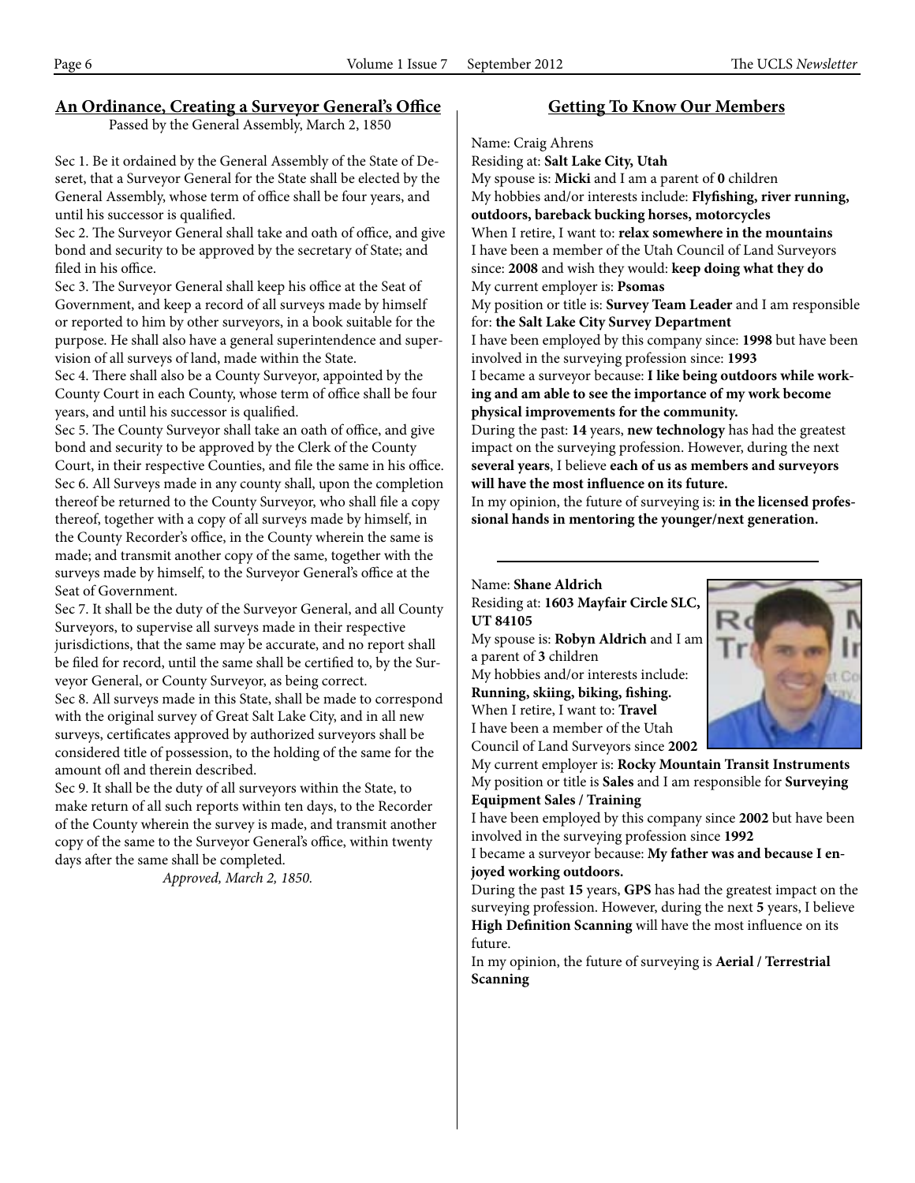## An Ordinance, Creating a Surveyor General's Office

Passed by the General Assembly, March 2, 1850

Sec 1. Be it ordained by the General Assembly of the State of Deseret, that a Surveyor General for the State shall be elected by the General Assembly, whose term of office shall be four years, and until his successor is qualified.

Sec 2. The Surveyor General shall take and oath of office, and give bond and security to be approved by the secretary of State; and filed in his office.

Sec 3. The Surveyor General shall keep his office at the Seat of Government, and keep a record of all surveys made by himself or reported to him by other surveyors, in a book suitable for the purpose. He shall also have a general superintendence and supervision of all surveys of land, made within the State.

Sec 4. There shall also be a County Surveyor, appointed by the County Court in each County, whose term of office shall be four years, and until his successor is qualified.

Sec 5. The County Surveyor shall take an oath of office, and give bond and security to be approved by the Clerk of the County Court, in their respective Counties, and file the same in his office.

Sec 6. All Surveys made in any county shall, upon the completion thereof be returned to the County Surveyor, who shall file a copy thereof, together with a copy of all surveys made by himself, in the County Recorder's office, in the County wherein the same is made; and transmit another copy of the same, together with the surveys made by himself, to the Surveyor General's office at the Seat of Government.

Sec 7. It shall be the duty of the Surveyor General, and all County Surveyors, to supervise all surveys made in their respective jurisdictions, that the same may be accurate, and no report shall be filed for record, until the same shall be certified to, by the Surveyor General, or County Surveyor, as being correct.

Sec 8. All surveys made in this State, shall be made to correspond with the original survey of Great Salt Lake City, and in all new surveys, certificates approved by authorized surveyors shall be considered title of possession, to the holding of the same for the amount ofl and therein described.

Sec 9. It shall be the duty of all surveyors within the State, to make return of all such reports within ten days, to the Recorder of the County wherein the survey is made, and transmit another copy of the same to the Surveyor General's office, within twenty days after the same shall be completed.

*Approved, March 2, 1850.*

## Getting To Know Our Members

Name: Craig Ahrens
Residing at: **Salt Lake City, Utah**
My spouse is: **Micki** and I am a parent of **0** children
My hobbies and/or interests include: **Flyfishing, river running, outdoors, bareback bucking horses, motorcycles**
When I retire, I want to: **relax somewhere in the mountains**
I have been a member of the Utah Council of Land Surveyors since: **2008** and wish they would: **keep doing what they do**
My current employer is: **Psomas**
My position or title is: **Survey Team Leader** and I am responsible for: **the Salt Lake City Survey Department**
I have been employed by this company since: **1998** but have been involved in the surveying profession since: **1993**
I became a surveyor because: **I like being outdoors while working and am able to see the importance of my work become physical improvements for the community.**
During the past: **14** years, **new technology** has had the greatest impact on the surveying profession. However, during the next **several years**, I believe **each of us as members and surveyors will have the most influence on its future.**
In my opinion, the future of surveying is: **in the licensed professional hands in mentoring the younger/next generation.**

---

Name: **Shane Aldrich**
Residing at: **1603 Mayfair Circle SLC, UT 84105**
My spouse is: **Robyn Aldrich** and I am a parent of **3** children
My hobbies and/or interests include: **Running, skiing, biking, fishing.**
When I retire, I want to: **Travel**
I have been a member of the Utah Council of Land Surveyors since **2002**
My current employer is: **Rocky Mountain Transit Instruments**
My position or title is **Sales** and I am responsible for **Surveying Equipment Sales / Training**
I have been employed by this company since **2002** but have been involved in the surveying profession since **1992**
I became a surveyor because: **My father was and because I enjoyed working outdoors.**
During the past **15** years, **GPS** has had the greatest impact on the surveying profession. However, during the next **5** years, I believe **High Definition Scanning** will have the most influence on its future.
In my opinion, the future of surveying is **Aerial / Terrestrial Scanning**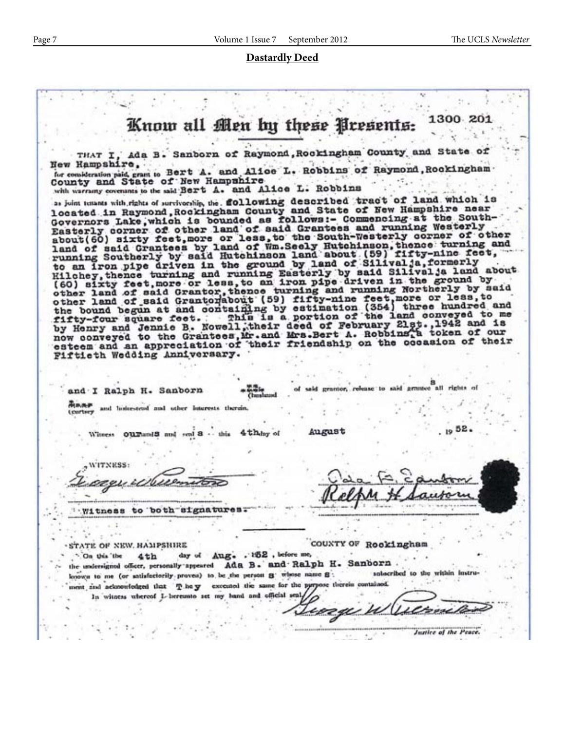## Dastardly Deed

# Know all Men by these Presents: 1300 201

THAT I, Ada B. Sanborn of Raymond, Rockingham County and State of New Hampshire,

for consideration paid, grant to Bert A. and Alice L. Robbins of Raymond, Rockingham County and State of New Hampshire

with warranty covenants to the said Bert A. and Alice L. Robbins

as joint tenants with rights of survivorship, the following described tract of land which is located in Raymond, Rockingham County and State of New Hampshire near Governors Lake, which is bounded as follows:- Commencing at the South-Easterly corner of other land of said Grantees and running Westerly about (60) sixty feet, more or less, to the South-Westerly corner of other land of said Grantees by land of Wm. Seely Hutchinson, thence turning and running Southerly by said Hutchinson land about (59) fifty-nine feet, to an iron pipe driven in the ground by land of Silivalja, formerly Hilchey, thence turning and running Easterly by said Silivalja land about (60) sixty feet, more or less, to an iron pipe driven in the ground by other land of said Grantor, thence turning and running Northerly by said other land of said Grantor about (59) fifty-nine feet, more or less, to the bound begun at and containing by estimation (354) three hundred and fifty-four square feet. This is a portion of the land conveyed to me by Henry and Jennie B. Nowell, their deed of February 21st., 1942 and is now conveyed to the Grantees, Mr. and Mrs. Bert A. Robbins, a token of our esteem and an appreciation of their friendship on the occasion of their Fiftieth Wedding Anniversary.

and I Ralph H. Sanborn (husband) of said grantor, release to said grantees all rights of (curtesy) and homestead and other interests therein.

Witness OUR hands and seal S this 4th day of August, 1952.

WITNESS:

George W. Weymouth

Witness to both signatures.

Ada B. Sanborn

Ralph H. Sanborn

STATE OF NEW HAMPSHIRE COUNTY OF Rockingham

On this the 4th day of Aug. 1952, before me, the undersigned officer, personally appeared Ada B. and Ralph H. Sanborn known to me (or satisfactorily proven) to be the persons whose name s subscribed to the within instrument and acknowledged that They executed the same for the purpose therein contained.

In witness whereof I hereunto set my hand and official seal.

George W. Weymouth

Justice of the Peace.